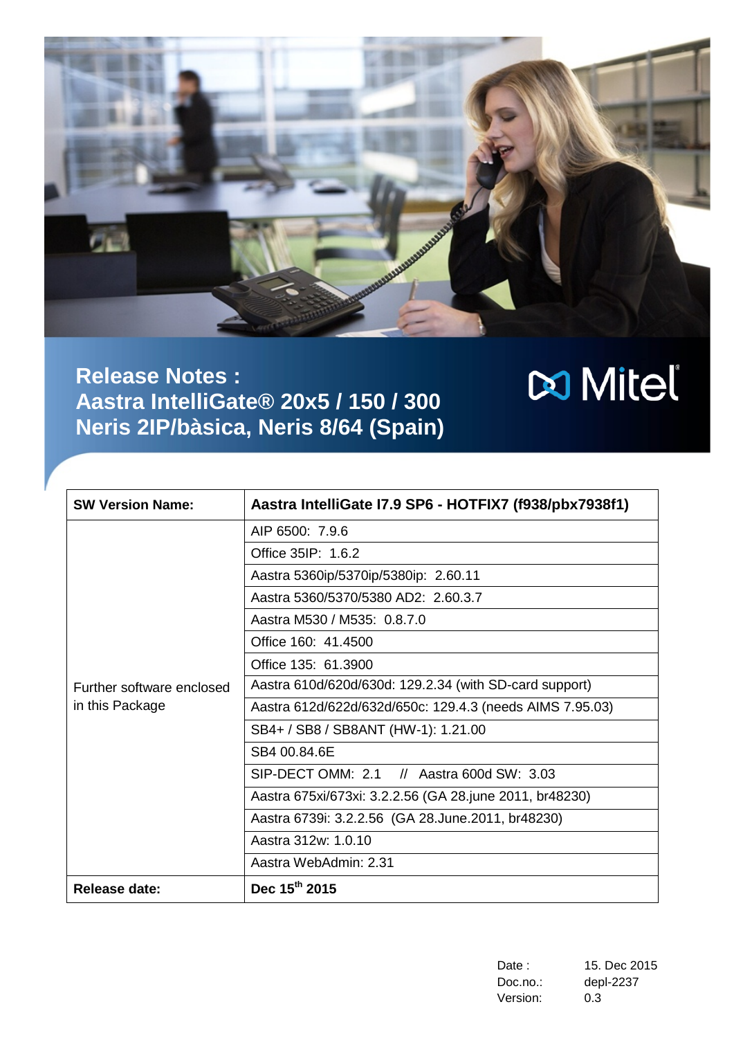# Release Notes :
# Aastra IntelliGate® 20x5 / 150 / 300
# Neris 2IP/bàsica, Neris 8/64 (Spain)

Mitel

| SW Version Name: | Aastra IntelliGate I7.9 SP6 - HOTFIX7 (f938/pbx7938f1) |
|---|---|
| Further software enclosed in this Package | AIP 6500: 7.9.6 |
| | Office 35IP: 1.6.2 |
| | Aastra 5360ip/5370ip/5380ip: 2.60.11 |
| | Aastra 5360/5370/5380 AD2: 2.60.3.7 |
| | Aastra M530 / M535: 0.8.7.0 |
| | Office 160: 41.4500 |
| | Office 135: 61.3900 |
| | Aastra 610d/620d/630d: 129.2.34 (with SD-card support) |
| | Aastra 612d/622d/632d/650c: 129.4.3 (needs AIMS 7.95.03) |
| | SB4+ / SB8 / SB8ANT (HW-1): 1.21.00 |
| | SB4 00.84.6E |
| | SIP-DECT OMM: 2.1 // Aastra 600d SW: 3.03 |
| | Aastra 675xi/673xi: 3.2.2.56 (GA 28.june 2011, br48230) |
| | Aastra 6739i: 3.2.2.56 (GA 28.June.2011, br48230) |
| | Aastra 312w: 1.0.10 |
| | Aastra WebAdmin: 2.31 |
| **Release date:** | **Dec 15th 2015** |

Date : 15. Dec 2015
Doc.no.: depl-2237
Version: 0.3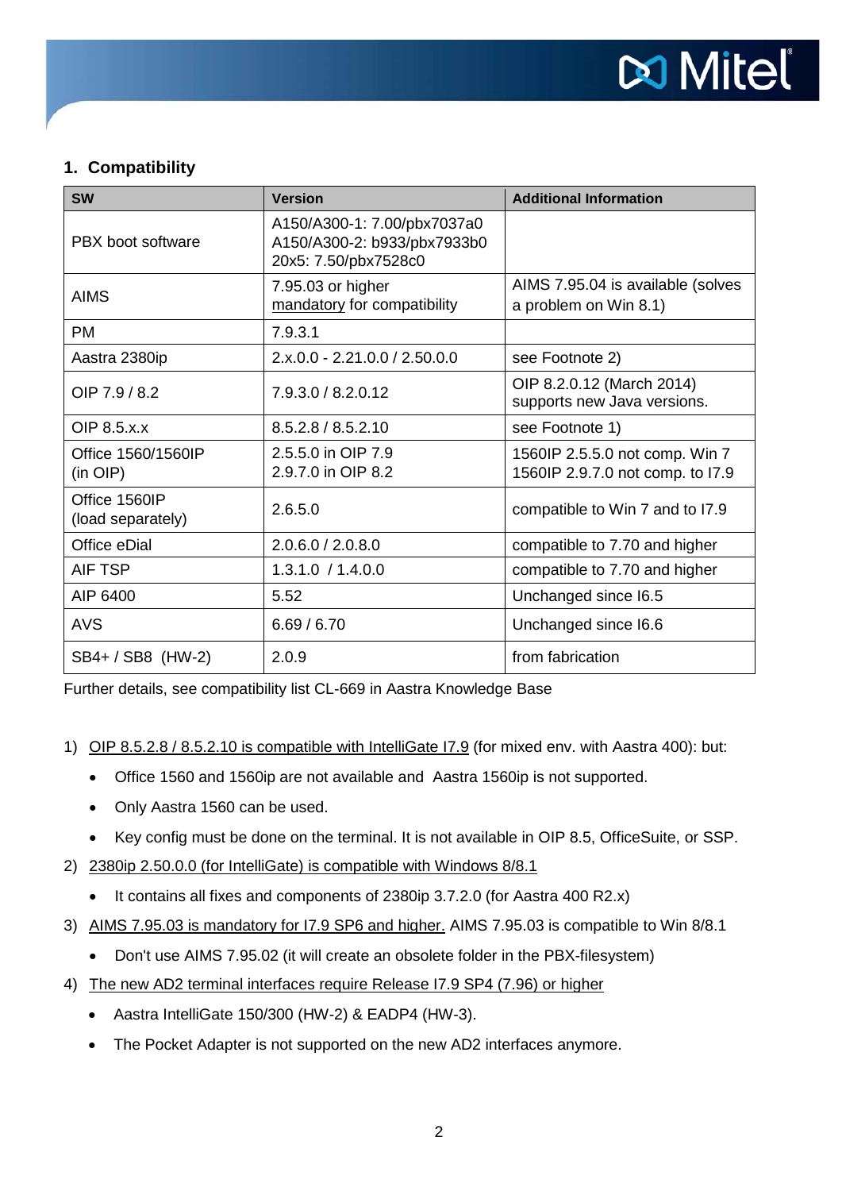## 1. Compatibility

| SW | Version | Additional Information |
|---|---|---|
| PBX boot software | A150/A300-1: 7.00/pbx7037a0<br>A150/A300-2: b933/pbx7933b0<br>20x5: 7.50/pbx7528c0 | |
| AIMS | 7.95.03 or higher<br>mandatory for compatibility | AIMS 7.95.04 is available (solves a problem on Win 8.1) |
| PM | 7.9.3.1 | |
| Aastra 2380ip | 2.x.0.0 - 2.21.0.0 / 2.50.0.0 | see Footnote 2) |
| OIP 7.9 / 8.2 | 7.9.3.0 / 8.2.0.12 | OIP 8.2.0.12 (March 2014) supports new Java versions. |
| OIP 8.5.x.x | 8.5.2.8 / 8.5.2.10 | see Footnote 1) |
| Office 1560/1560IP (in OIP) | 2.5.5.0 in OIP 7.9<br>2.9.7.0 in OIP 8.2 | 1560IP 2.5.5.0 not comp. Win 7<br>1560IP 2.9.7.0 not comp. to I7.9 |
| Office 1560IP (load separately) | 2.6.5.0 | compatible to Win 7 and to I7.9 |
| Office eDial | 2.0.6.0 / 2.0.8.0 | compatible to 7.70 and higher |
| AIF TSP | 1.3.1.0 / 1.4.0.0 | compatible to 7.70 and higher |
| AIP 6400 | 5.52 | Unchanged since I6.5 |
| AVS | 6.69 / 6.70 | Unchanged since I6.6 |
| SB4+ / SB8 (HW-2) | 2.0.9 | from fabrication |

Further details, see compatibility list CL-669 in Aastra Knowledge Base

1) OIP 8.5.2.8 / 8.5.2.10 is compatible with IntelliGate I7.9 (for mixed env. with Aastra 400): but:
   - Office 1560 and 1560ip are not available and Aastra 1560ip is not supported.
   - Only Aastra 1560 can be used.
   - Key config must be done on the terminal. It is not available in OIP 8.5, OfficeSuite, or SSP.
2) 2380ip 2.50.0.0 (for IntelliGate) is compatible with Windows 8/8.1
   - It contains all fixes and components of 2380ip 3.7.2.0 (for Aastra 400 R2.x)
3) AIMS 7.95.03 is mandatory for I7.9 SP6 and higher. AIMS 7.95.03 is compatible to Win 8/8.1
   - Don't use AIMS 7.95.02 (it will create an obsolete folder in the PBX-filesystem)
4) The new AD2 terminal interfaces require Release I7.9 SP4 (7.96) or higher
   - Aastra IntelliGate 150/300 (HW-2) & EADP4 (HW-3).
   - The Pocket Adapter is not supported on the new AD2 interfaces anymore.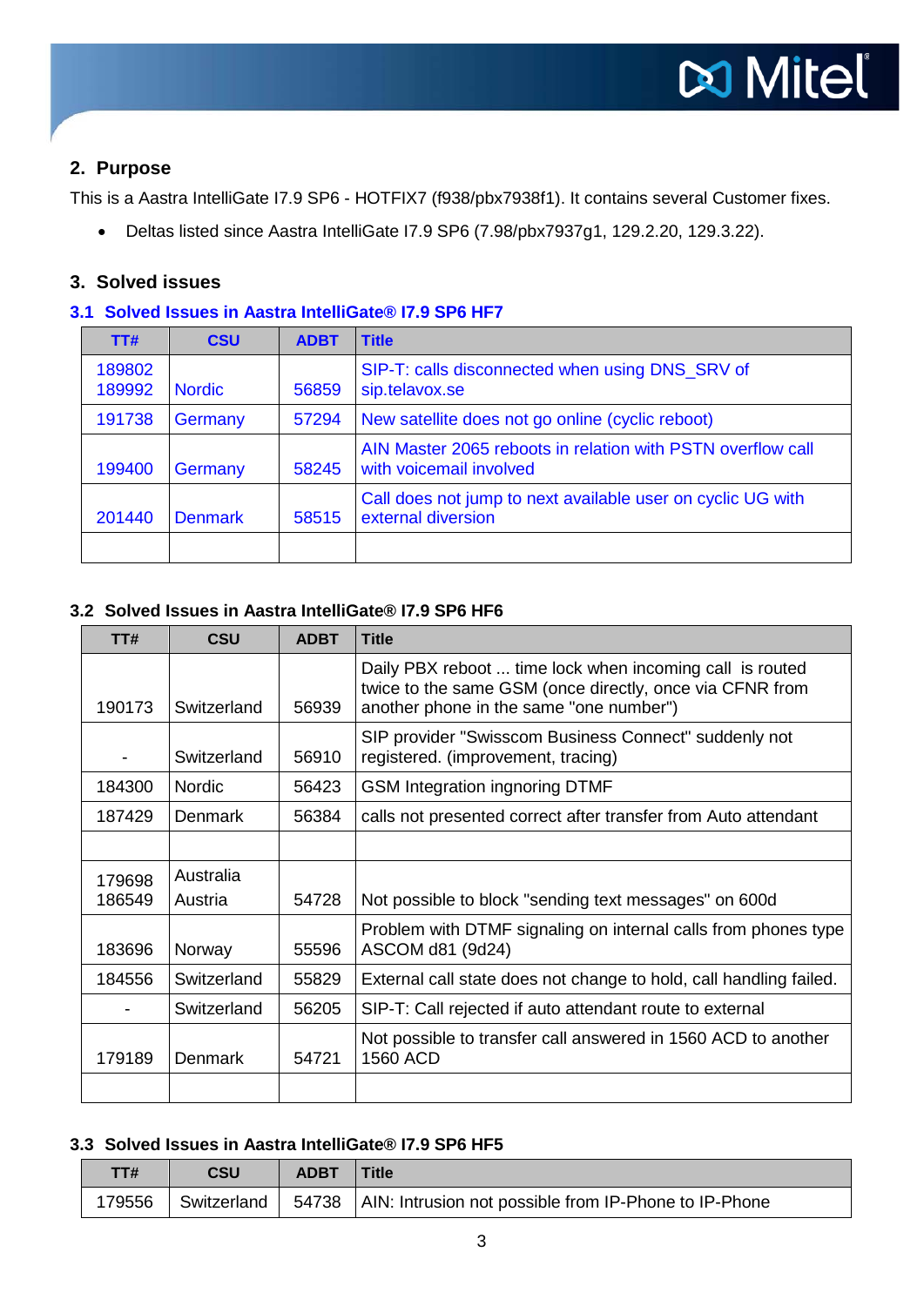## 2. Purpose

This is a Aastra IntelliGate I7.9 SP6 - HOTFIX7 (f938/pbx7938f1). It contains several Customer fixes.

- Deltas listed since Aastra IntelliGate I7.9 SP6 (7.98/pbx7937g1, 129.2.20, 129.3.22).

## 3. Solved issues

### 3.1 Solved Issues in Aastra IntelliGate® I7.9 SP6 HF7

| TT# | CSU | ADBT | Title |
|---|---|---|---|
| 189802<br>189992 | Nordic | 56859 | SIP-T: calls disconnected when using DNS_SRV of sip.telavox.se |
| 191738 | Germany | 57294 | New satellite does not go online (cyclic reboot) |
| 199400 | Germany | 58245 | AIN Master 2065 reboots in relation with PSTN overflow call with voicemail involved |
| 201440 | Denmark | 58515 | Call does not jump to next available user on cyclic UG with external diversion |
| | | | |

### 3.2 Solved Issues in Aastra IntelliGate® I7.9 SP6 HF6

| TT# | CSU | ADBT | Title |
|---|---|---|---|
| 190173 | Switzerland | 56939 | Daily PBX reboot ... time lock when incoming call is routed twice to the same GSM (once directly, once via CFNR from another phone in the same "one number") |
| - | Switzerland | 56910 | SIP provider "Swisscom Business Connect" suddenly not registered. (improvement, tracing) |
| 184300 | Nordic | 56423 | GSM Integration ingnoring DTMF |
| 187429 | Denmark | 56384 | calls not presented correct after transfer from Auto attendant |
| | | | |
| 179698<br>186549 | Australia<br>Austria | 54728 | Not possible to block "sending text messages" on 600d |
| 183696 | Norway | 55596 | Problem with DTMF signaling on internal calls from phones type ASCOM d81 (9d24) |
| 184556 | Switzerland | 55829 | External call state does not change to hold, call handling failed. |
| - | Switzerland | 56205 | SIP-T: Call rejected if auto attendant route to external |
| 179189 | Denmark | 54721 | Not possible to transfer call answered in 1560 ACD to another 1560 ACD |
| | | | |

### 3.3 Solved Issues in Aastra IntelliGate® I7.9 SP6 HF5

| TT# | CSU | ADBT | Title |
|---|---|---|---|
| 179556 | Switzerland | 54738 | AIN: Intrusion not possible from IP-Phone to IP-Phone |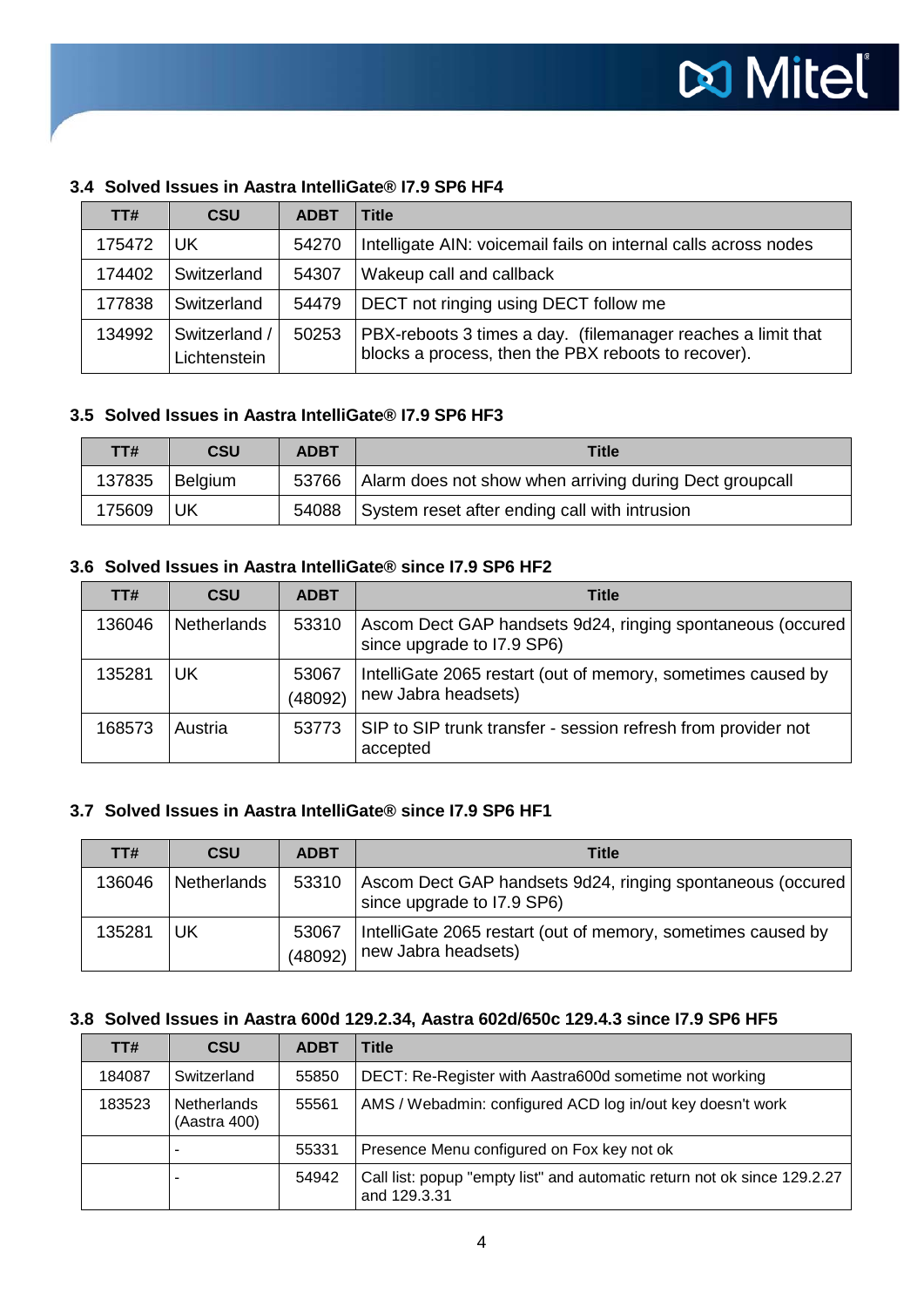### 3.4 Solved Issues in Aastra IntelliGate® I7.9 SP6 HF4

| TT# | CSU | ADBT | Title |
|---|---|---|---|
| 175472 | UK | 54270 | Intelligate AIN: voicemail fails on internal calls across nodes |
| 174402 | Switzerland | 54307 | Wakeup call and callback |
| 177838 | Switzerland | 54479 | DECT not ringing using DECT follow me |
| 134992 | Switzerland / Lichtenstein | 50253 | PBX-reboots 3 times a day. (filemanager reaches a limit that blocks a process, then the PBX reboots to recover). |

### 3.5 Solved Issues in Aastra IntelliGate® I7.9 SP6 HF3

| TT# | CSU | ADBT | Title |
|---|---|---|---|
| 137835 | Belgium | 53766 | Alarm does not show when arriving during Dect groupcall |
| 175609 | UK | 54088 | System reset after ending call with intrusion |

### 3.6 Solved Issues in Aastra IntelliGate® since I7.9 SP6 HF2

| TT# | CSU | ADBT | Title |
|---|---|---|---|
| 136046 | Netherlands | 53310 | Ascom Dect GAP handsets 9d24, ringing spontaneous (occured since upgrade to I7.9 SP6) |
| 135281 | UK | 53067 (48092) | IntelliGate 2065 restart (out of memory, sometimes caused by new Jabra headsets) |
| 168573 | Austria | 53773 | SIP to SIP trunk transfer - session refresh from provider not accepted |

### 3.7 Solved Issues in Aastra IntelliGate® since I7.9 SP6 HF1

| TT# | CSU | ADBT | Title |
|---|---|---|---|
| 136046 | Netherlands | 53310 | Ascom Dect GAP handsets 9d24, ringing spontaneous (occured since upgrade to I7.9 SP6) |
| 135281 | UK | 53067 (48092) | IntelliGate 2065 restart (out of memory, sometimes caused by new Jabra headsets) |

### 3.8 Solved Issues in Aastra 600d 129.2.34, Aastra 602d/650c 129.4.3 since I7.9 SP6 HF5

| TT# | CSU | ADBT | Title |
|---|---|---|---|
| 184087 | Switzerland | 55850 | DECT: Re-Register with Aastra600d sometime not working |
| 183523 | Netherlands (Aastra 400) | 55561 | AMS / Webadmin: configured ACD log in/out key doesn't work |
| | - | 55331 | Presence Menu configured on Fox key not ok |
| | - | 54942 | Call list: popup "empty list" and automatic return not ok since 129.2.27 and 129.3.31 |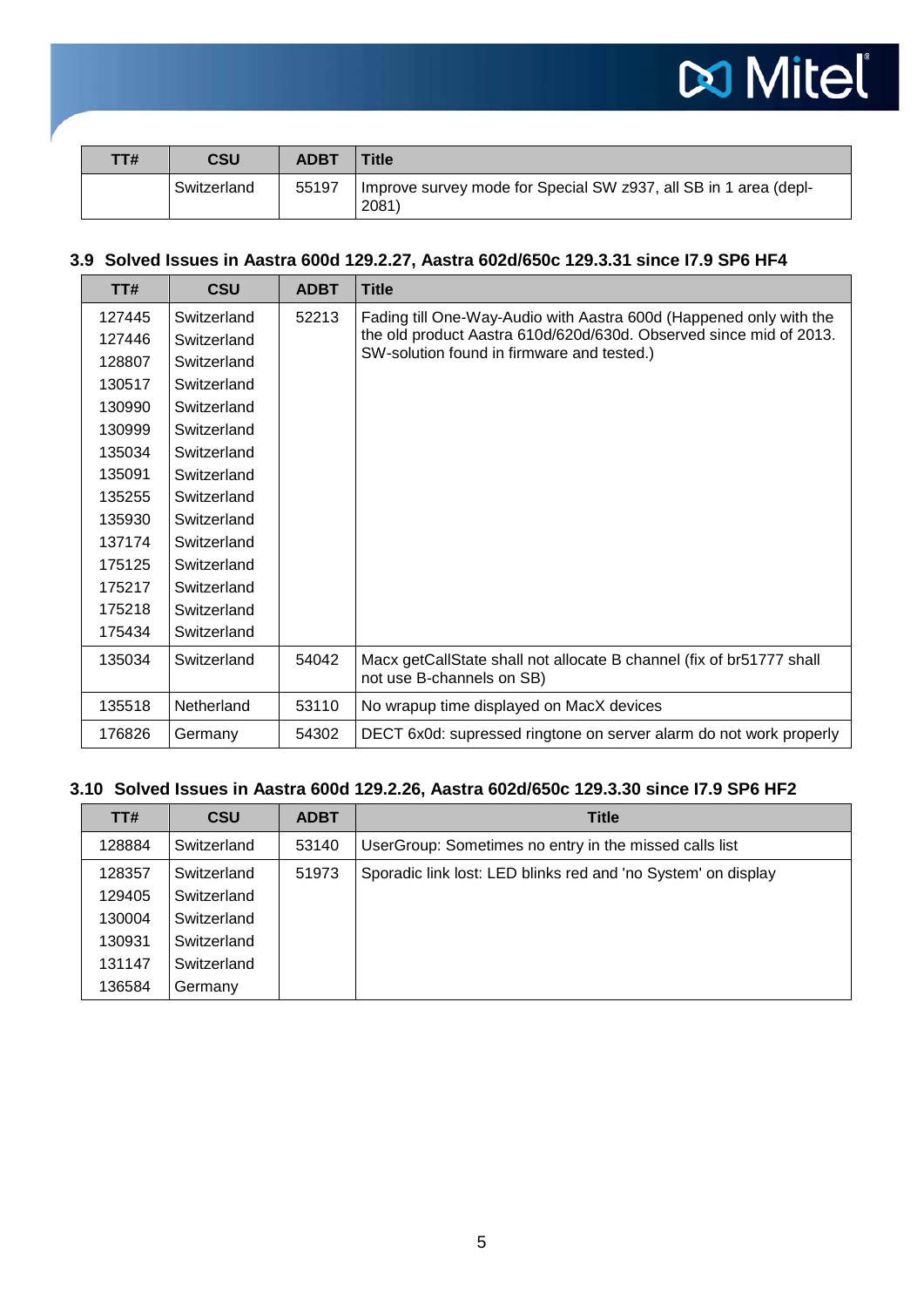| TT# | CSU | ADBT | Title |
|---|---|---|---|
| | Switzerland | 55197 | Improve survey mode for Special SW z937, all SB in 1 area (depl-2081) |

### 3.9 Solved Issues in Aastra 600d 129.2.27, Aastra 602d/650c 129.3.31 since I7.9 SP6 HF4

| TT# | CSU | ADBT | Title |
|---|---|---|---|
| 127445<br>127446<br>128807<br>130517<br>130990<br>130999<br>135034<br>135091<br>135255<br>135930<br>137174<br>175125<br>175217<br>175218<br>175434 | Switzerland<br>Switzerland<br>Switzerland<br>Switzerland<br>Switzerland<br>Switzerland<br>Switzerland<br>Switzerland<br>Switzerland<br>Switzerland<br>Switzerland<br>Switzerland<br>Switzerland<br>Switzerland<br>Switzerland | 52213 | Fading till One-Way-Audio with Aastra 600d (Happened only with the the old product Aastra 610d/620d/630d. Observed since mid of 2013. SW-solution found in firmware and tested.) |
| 135034 | Switzerland | 54042 | Macx getCallState shall not allocate B channel (fix of br51777 shall not use B-channels on SB) |
| 135518 | Netherland | 53110 | No wrapup time displayed on MacX devices |
| 176826 | Germany | 54302 | DECT 6x0d: supressed ringtone on server alarm do not work properly |

### 3.10 Solved Issues in Aastra 600d 129.2.26, Aastra 602d/650c 129.3.30 since I7.9 SP6 HF2

| TT# | CSU | ADBT | Title |
|---|---|---|---|
| 128884 | Switzerland | 53140 | UserGroup: Sometimes no entry in the missed calls list |
| 128357<br>129405<br>130004<br>130931<br>131147<br>136584 | Switzerland<br>Switzerland<br>Switzerland<br>Switzerland<br>Switzerland<br>Germany | 51973 | Sporadic link lost: LED blinks red and 'no System' on display |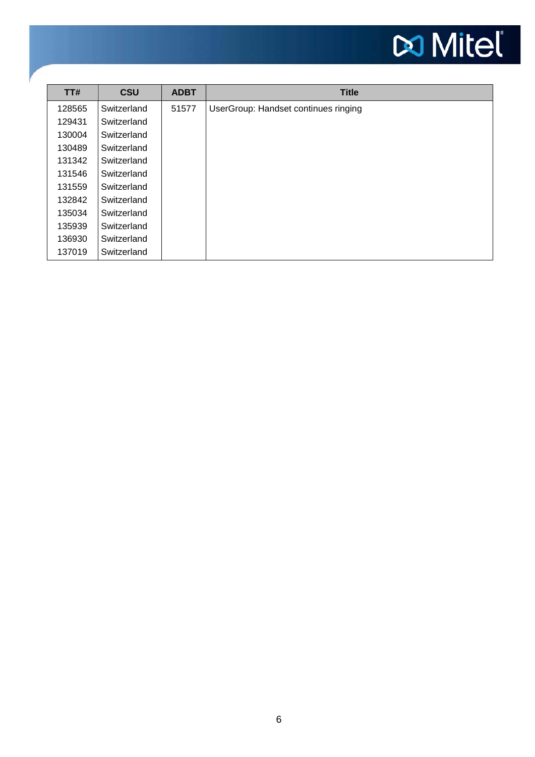| TT# | CSU | ADBT | Title |
|---|---|---|---|
| 128565 | Switzerland | 51577 | UserGroup: Handset continues ringing |
| 129431 | Switzerland | | |
| 130004 | Switzerland | | |
| 130489 | Switzerland | | |
| 131342 | Switzerland | | |
| 131546 | Switzerland | | |
| 131559 | Switzerland | | |
| 132842 | Switzerland | | |
| 135034 | Switzerland | | |
| 135939 | Switzerland | | |
| 136930 | Switzerland | | |
| 137019 | Switzerland | | |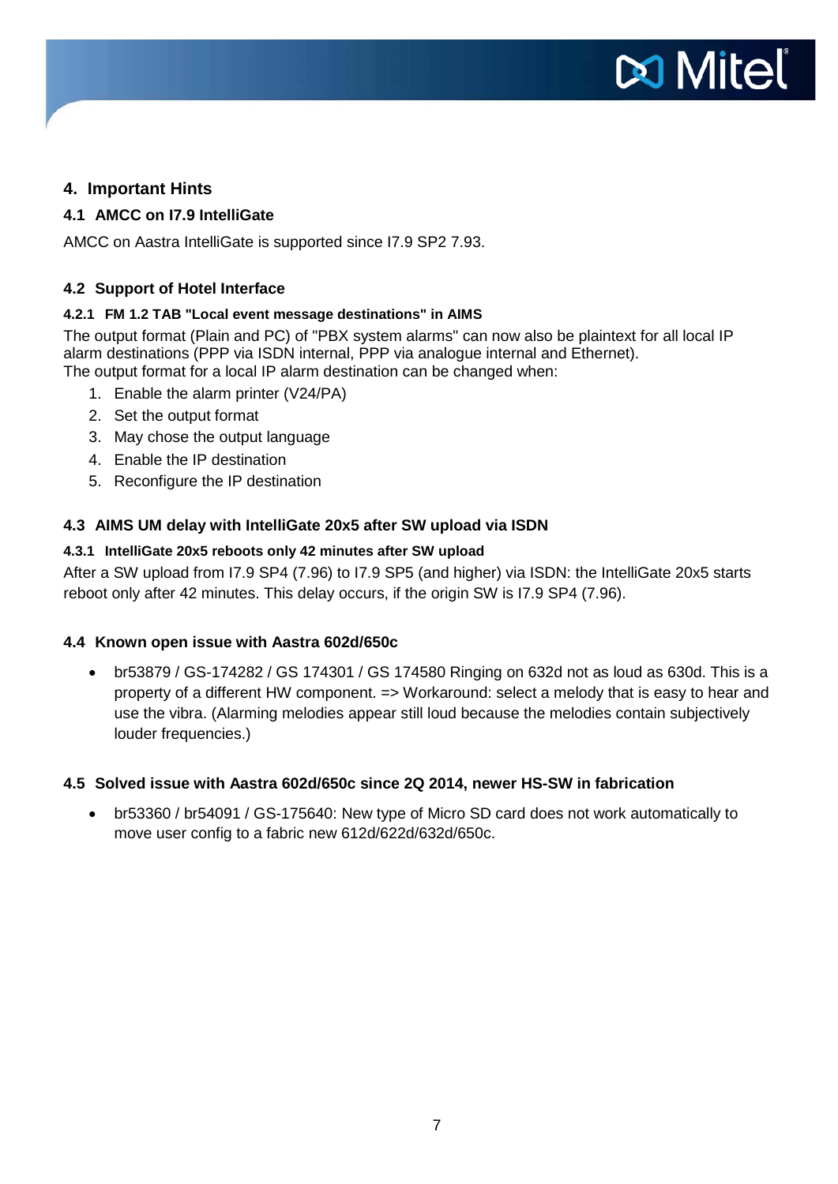# 4. Important Hints

## 4.1 AMCC on I7.9 IntelliGate

AMCC on Aastra IntelliGate is supported since I7.9 SP2 7.93.

## 4.2 Support of Hotel Interface

### 4.2.1 FM 1.2 TAB "Local event message destinations" in AIMS

The output format (Plain and PC) of "PBX system alarms" can now also be plaintext for all local IP alarm destinations (PPP via ISDN internal, PPP via analogue internal and Ethernet).
The output format for a local IP alarm destination can be changed when:

1. Enable the alarm printer (V24/PA)
2. Set the output format
3. May chose the output language
4. Enable the IP destination
5. Reconfigure the IP destination

## 4.3 AIMS UM delay with IntelliGate 20x5 after SW upload via ISDN

### 4.3.1 IntelliGate 20x5 reboots only 42 minutes after SW upload

After a SW upload from I7.9 SP4 (7.96) to I7.9 SP5 (and higher) via ISDN: the IntelliGate 20x5 starts reboot only after 42 minutes. This delay occurs, if the origin SW is I7.9 SP4 (7.96).

## 4.4 Known open issue with Aastra 602d/650c

- br53879 / GS-174282 / GS 174301 / GS 174580 Ringing on 632d not as loud as 630d. This is a property of a different HW component. => Workaround: select a melody that is easy to hear and use the vibra. (Alarming melodies appear still loud because the melodies contain subjectively louder frequencies.)

## 4.5 Solved issue with Aastra 602d/650c since 2Q 2014, newer HS-SW in fabrication

- br53360 / br54091 / GS-175640: New type of Micro SD card does not work automatically to move user config to a fabric new 612d/622d/632d/650c.